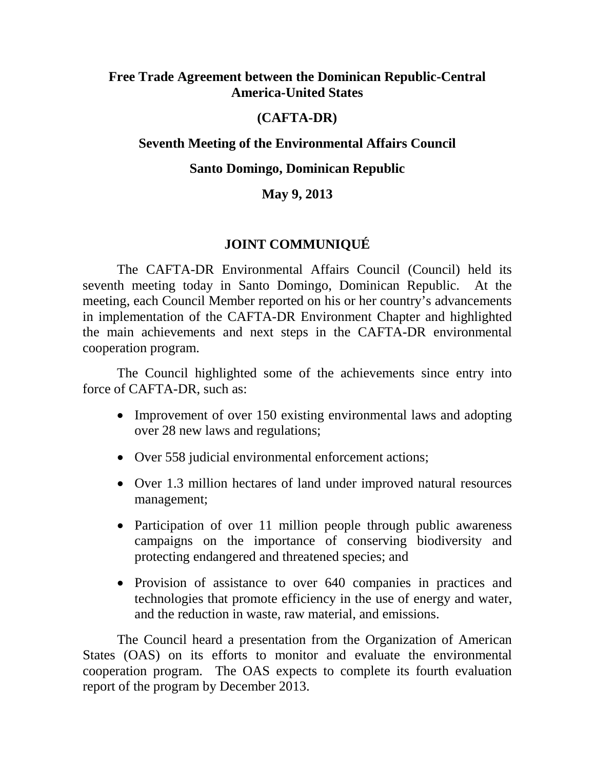**Free Trade Agreement between the Dominican Republic-Central America-United States**

**(CAFTA-DR)**

**Seventh Meeting of the Environmental Affairs Council**

**Santo Domingo, Dominican Republic**

**May 9, 2013**

# JOINT COMMUNIQUÉ

The CAFTA-DR Environmental Affairs Council (Council) held its seventh meeting today in Santo Domingo, Dominican Republic. At the meeting, each Council Member reported on his or her country's advancements in implementation of the CAFTA-DR Environment Chapter and highlighted the main achievements and next steps in the CAFTA-DR environmental cooperation program.

The Council highlighted some of the achievements since entry into force of CAFTA-DR, such as:

- Improvement of over 150 existing environmental laws and adopting over 28 new laws and regulations;
- Over 558 judicial environmental enforcement actions;
- Over 1.3 million hectares of land under improved natural resources management;
- Participation of over 11 million people through public awareness campaigns on the importance of conserving biodiversity and protecting endangered and threatened species; and
- Provision of assistance to over 640 companies in practices and technologies that promote efficiency in the use of energy and water, and the reduction in waste, raw material, and emissions.

The Council heard a presentation from the Organization of American States (OAS) on its efforts to monitor and evaluate the environmental cooperation program. The OAS expects to complete its fourth evaluation report of the program by December 2013.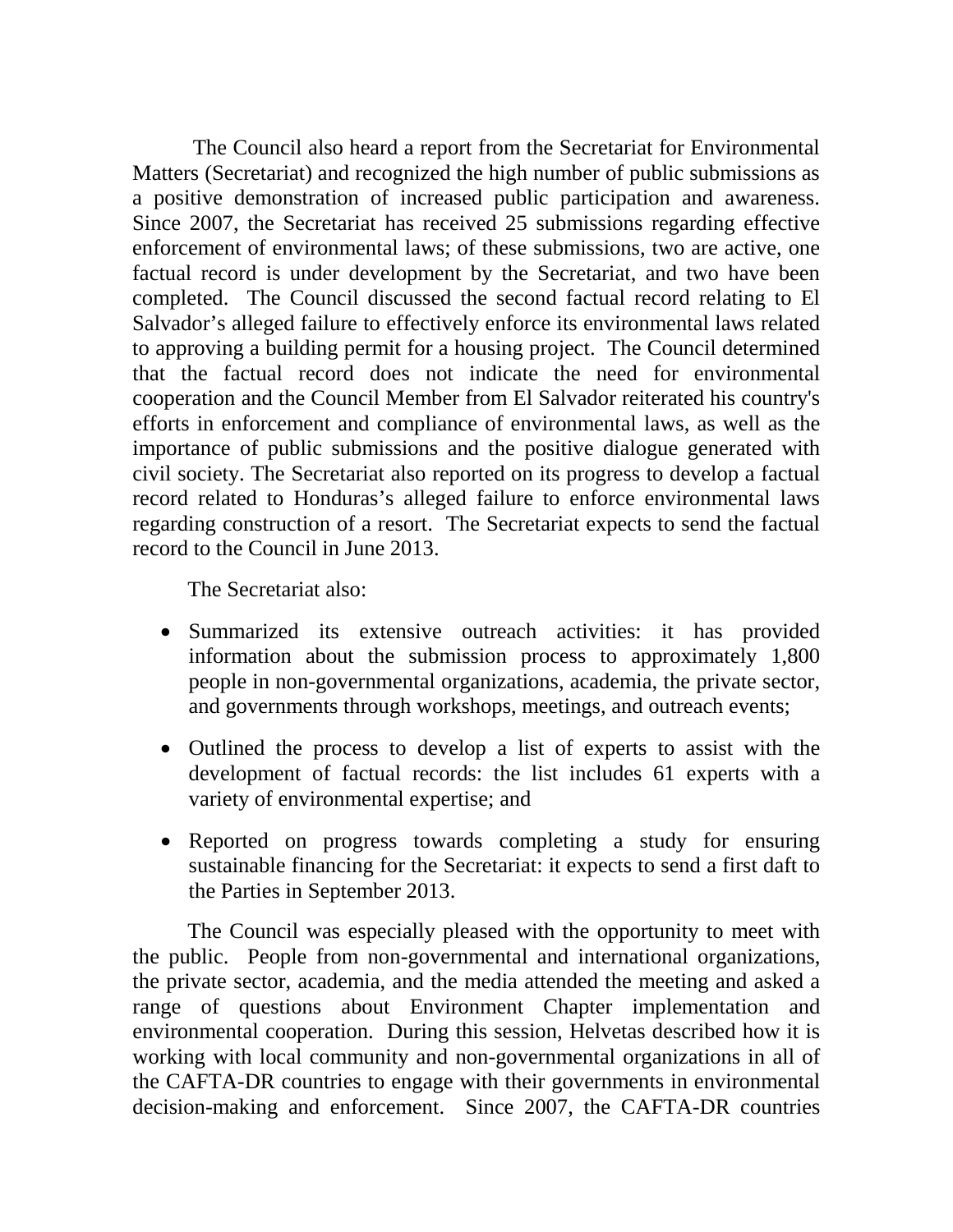The Council also heard a report from the Secretariat for Environmental Matters (Secretariat) and recognized the high number of public submissions as a positive demonstration of increased public participation and awareness. Since 2007, the Secretariat has received 25 submissions regarding effective enforcement of environmental laws; of these submissions, two are active, one factual record is under development by the Secretariat, and two have been completed. The Council discussed the second factual record relating to El Salvador's alleged failure to effectively enforce its environmental laws related to approving a building permit for a housing project. The Council determined that the factual record does not indicate the need for environmental cooperation and the Council Member from El Salvador reiterated his country's efforts in enforcement and compliance of environmental laws, as well as the importance of public submissions and the positive dialogue generated with civil society. The Secretariat also reported on its progress to develop a factual record related to Honduras's alleged failure to enforce environmental laws regarding construction of a resort. The Secretariat expects to send the factual record to the Council in June 2013.

The Secretariat also:

- Summarized its extensive outreach activities: it has provided information about the submission process to approximately 1,800 people in non-governmental organizations, academia, the private sector, and governments through workshops, meetings, and outreach events;
- Outlined the process to develop a list of experts to assist with the development of factual records: the list includes 61 experts with a variety of environmental expertise; and
- Reported on progress towards completing a study for ensuring sustainable financing for the Secretariat: it expects to send a first daft to the Parties in September 2013.

The Council was especially pleased with the opportunity to meet with the public. People from non-governmental and international organizations, the private sector, academia, and the media attended the meeting and asked a range of questions about Environment Chapter implementation and environmental cooperation. During this session, Helvetas described how it is working with local community and non-governmental organizations in all of the CAFTA-DR countries to engage with their governments in environmental decision-making and enforcement. Since 2007, the CAFTA-DR countries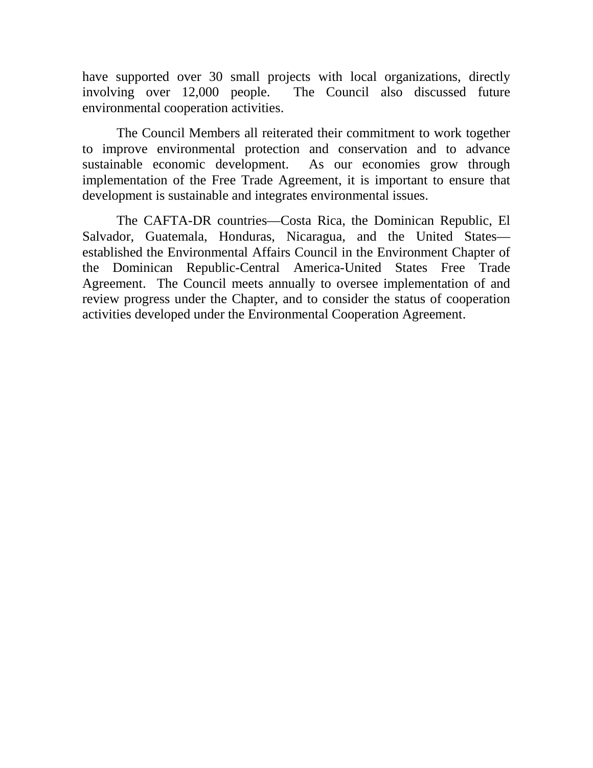have supported over 30 small projects with local organizations, directly involving over 12,000 people. The Council also discussed future environmental cooperation activities.

The Council Members all reiterated their commitment to work together to improve environmental protection and conservation and to advance sustainable economic development. As our economies grow through implementation of the Free Trade Agreement, it is important to ensure that development is sustainable and integrates environmental issues.

The CAFTA-DR countries—Costa Rica, the Dominican Republic, El Salvador, Guatemala, Honduras, Nicaragua, and the United States—established the Environmental Affairs Council in the Environment Chapter of the Dominican Republic-Central America-United States Free Trade Agreement. The Council meets annually to oversee implementation of and review progress under the Chapter, and to consider the status of cooperation activities developed under the Environmental Cooperation Agreement.